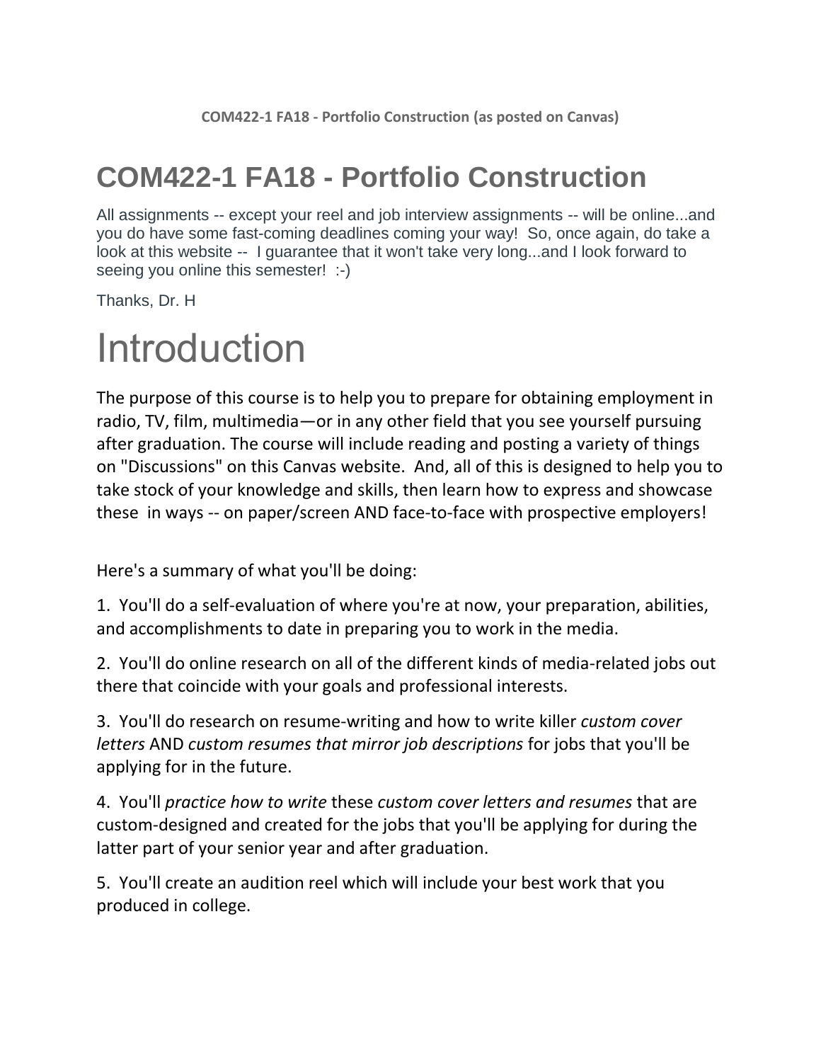COM422-1 FA18 - Portfolio Construction (as posted on Canvas)

# COM422-1 FA18 - Portfolio Construction

All assignments -- except your reel and job interview assignments -- will be online...and you do have some fast-coming deadlines coming your way! So, once again, do take a look at this website -- I guarantee that it won't take very long...and I look forward to seeing you online this semester! :-)

Thanks, Dr. H

# Introduction

The purpose of this course is to help you to prepare for obtaining employment in radio, TV, film, multimedia—or in any other field that you see yourself pursuing after graduation. The course will include reading and posting a variety of things on "Discussions" on this Canvas website. And, all of this is designed to help you to take stock of your knowledge and skills, then learn how to express and showcase these in ways -- on paper/screen AND face-to-face with prospective employers!

Here's a summary of what you'll be doing:

1. You'll do a self-evaluation of where you're at now, your preparation, abilities, and accomplishments to date in preparing you to work in the media.

2. You'll do online research on all of the different kinds of media-related jobs out there that coincide with your goals and professional interests.

3. You'll do research on resume-writing and how to write killer *custom cover letters* AND *custom resumes that mirror job descriptions* for jobs that you'll be applying for in the future.

4. You'll *practice how to write* these *custom cover letters and resumes* that are custom-designed and created for the jobs that you'll be applying for during the latter part of your senior year and after graduation.

5. You'll create an audition reel which will include your best work that you produced in college.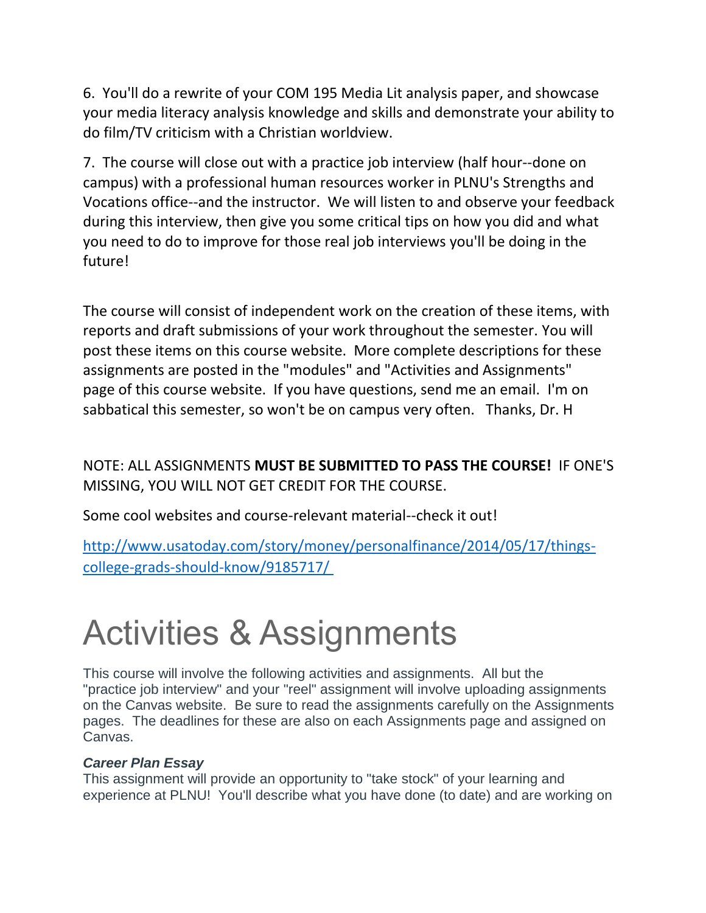6.  You'll do a rewrite of your COM 195 Media Lit analysis paper, and showcase your media literacy analysis knowledge and skills and demonstrate your ability to do film/TV criticism with a Christian worldview.

7.  The course will close out with a practice job interview (half hour--done on campus) with a professional human resources worker in PLNU's Strengths and Vocations office--and the instructor.  We will listen to and observe your feedback during this interview, then give you some critical tips on how you did and what you need to do to improve for those real job interviews you'll be doing in the future!

The course will consist of independent work on the creation of these items, with reports and draft submissions of your work throughout the semester. You will post these items on this course website.  More complete descriptions for these assignments are posted in the "modules" and "Activities and Assignments" page of this course website.  If you have questions, send me an email.  I'm on sabbatical this semester, so won't be on campus very often.   Thanks, Dr. H

NOTE: ALL ASSIGNMENTS **MUST BE SUBMITTED TO PASS THE COURSE!**  IF ONE'S MISSING, YOU WILL NOT GET CREDIT FOR THE COURSE.

Some cool websites and course-relevant material--check it out!

[http://www.usatoday.com/story/money/personalfinance/2014/05/17/things-college-grads-should-know/9185717/](http://www.usatoday.com/story/money/personalfinance/2014/05/17/things-college-grads-should-know/9185717/)

# Activities & Assignments

This course will involve the following activities and assignments.  All but the "practice job interview" and your "reel" assignment will involve uploading assignments on the Canvas website.  Be sure to read the assignments carefully on the Assignments pages.  The deadlines for these are also on each Assignments page and assigned on Canvas.

***Career Plan Essay***

This assignment will provide an opportunity to "take stock" of your learning and experience at PLNU!  You'll describe what you have done (to date) and are working on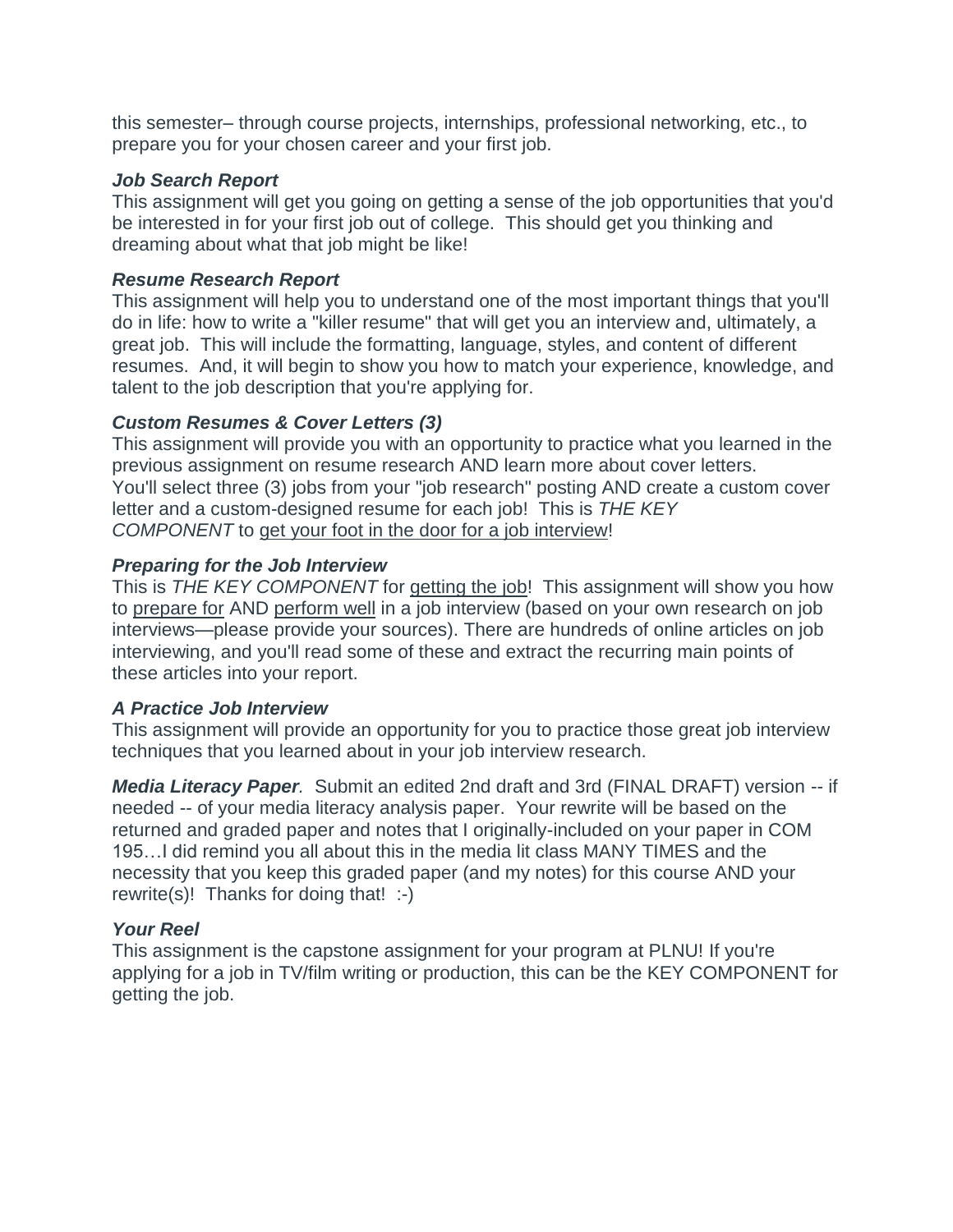this semester– through course projects, internships, professional networking, etc., to prepare you for your chosen career and your first job.

***Job Search Report***
This assignment will get you going on getting a sense of the job opportunities that you'd be interested in for your first job out of college. This should get you thinking and dreaming about what that job might be like!

***Resume Research Report***
This assignment will help you to understand one of the most important things that you'll do in life: how to write a "killer resume" that will get you an interview and, ultimately, a great job. This will include the formatting, language, styles, and content of different resumes. And, it will begin to show you how to match your experience, knowledge, and talent to the job description that you're applying for.

***Custom Resumes & Cover Letters (3)***
This assignment will provide you with an opportunity to practice what you learned in the previous assignment on resume research AND learn more about cover letters. You'll select three (3) jobs from your "job research" posting AND create a custom cover letter and a custom-designed resume for each job! This is *THE KEY COMPONENT* to <u>get your foot in the door for a job interview</u>!

***Preparing for the Job Interview***
This is *THE KEY COMPONENT* for <u>getting the job</u>! This assignment will show you how to <u>prepare for</u> AND <u>perform well</u> in a job interview (based on your own research on job interviews—please provide your sources). There are hundreds of online articles on job interviewing, and you'll read some of these and extract the recurring main points of these articles into your report.

***A Practice Job Interview***
This assignment will provide an opportunity for you to practice those great job interview techniques that you learned about in your job interview research.

***Media Literacy Paper**.* Submit an edited 2nd draft and 3rd (FINAL DRAFT) version -- if needed -- of your media literacy analysis paper. Your rewrite will be based on the returned and graded paper and notes that I originally-included on your paper in COM 195…I did remind you all about this in the media lit class MANY TIMES and the necessity that you keep this graded paper (and my notes) for this course AND your rewrite(s)! Thanks for doing that! :-)

***Your Reel***
This assignment is the capstone assignment for your program at PLNU! If you're applying for a job in TV/film writing or production, this can be the KEY COMPONENT for getting the job.